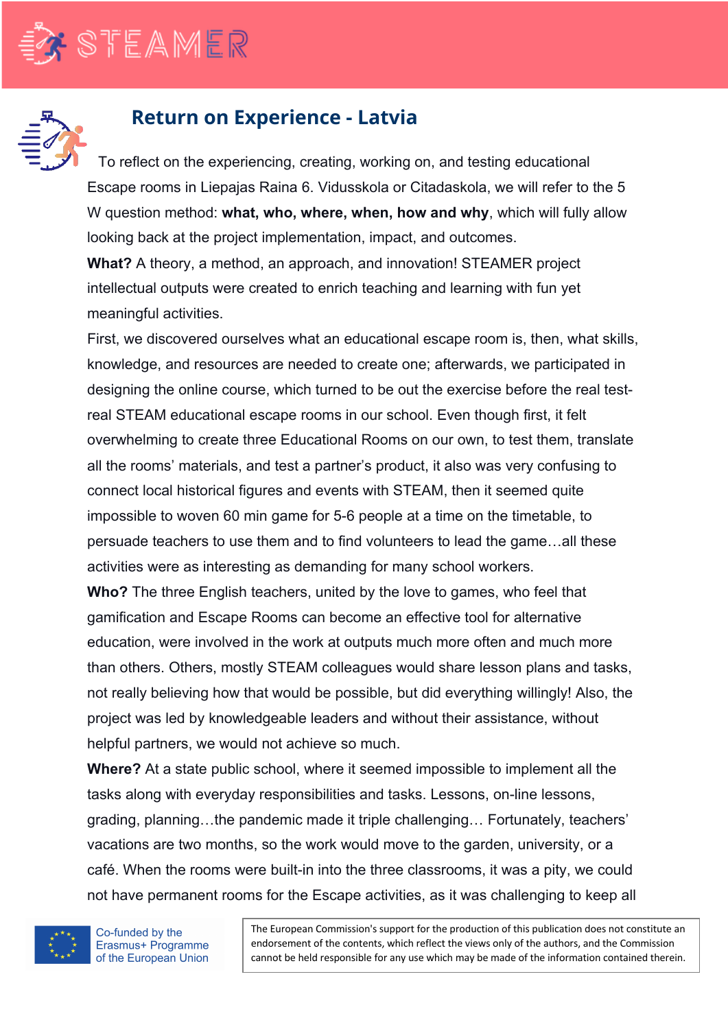# Return on Experience - Latvia

To reflect on the experiencing, creating, working on, and testing educational Escape rooms in Liepajas Raina 6. Vidusskola or Citadaskola, we will refer to the 5 W question method: **what, who, where, when, how and why**, which will fully allow looking back at the project implementation, impact, and outcomes.

**What?** A theory, a method, an approach, and innovation! STEAMER project intellectual outputs were created to enrich teaching and learning with fun yet meaningful activities.

First, we discovered ourselves what an educational escape room is, then, what skills, knowledge, and resources are needed to create one; afterwards, we participated in designing the online course, which turned to be out the exercise before the real test-real STEAM educational escape rooms in our school. Even though first, it felt overwhelming to create three Educational Rooms on our own, to test them, translate all the rooms' materials, and test a partner's product, it also was very confusing to connect local historical figures and events with STEAM, then it seemed quite impossible to woven 60 min game for 5-6 people at a time on the timetable, to persuade teachers to use them and to find volunteers to lead the game…all these activities were as interesting as demanding for many school workers.

**Who?** The three English teachers, united by the love to games, who feel that gamification and Escape Rooms can become an effective tool for alternative education, were involved in the work at outputs much more often and much more than others. Others, mostly STEAM colleagues would share lesson plans and tasks, not really believing how that would be possible, but did everything willingly! Also, the project was led by knowledgeable leaders and without their assistance, without helpful partners, we would not achieve so much.

**Where?** At a state public school, where it seemed impossible to implement all the tasks along with everyday responsibilities and tasks. Lessons, on-line lessons, grading, planning…the pandemic made it triple challenging… Fortunately, teachers' vacations are two months, so the work would move to the garden, university, or a café. When the rooms were built-in into the three classrooms, it was a pity, we could not have permanent rooms for the Escape activities, as it was challenging to keep all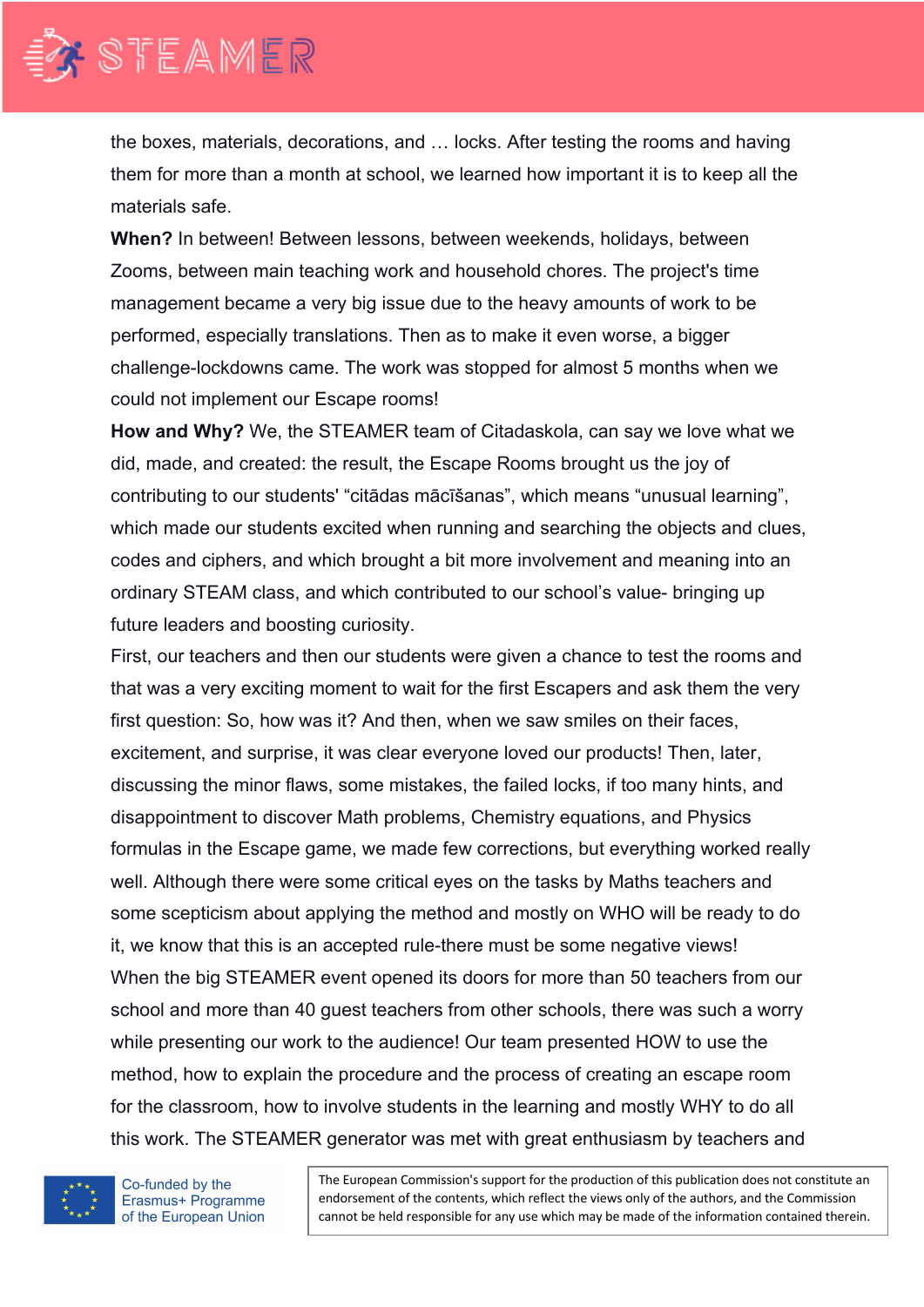the boxes, materials, decorations, and … locks. After testing the rooms and having them for more than a month at school, we learned how important it is to keep all the materials safe.

**When?** In between! Between lessons, between weekends, holidays, between Zooms, between main teaching work and household chores. The project's time management became a very big issue due to the heavy amounts of work to be performed, especially translations. Then as to make it even worse, a bigger challenge-lockdowns came. The work was stopped for almost 5 months when we could not implement our Escape rooms!

**How and Why?** We, the STEAMER team of Citadaskola, can say we love what we did, made, and created: the result, the Escape Rooms brought us the joy of contributing to our students' "citādas mācīšanas", which means "unusual learning", which made our students excited when running and searching the objects and clues, codes and ciphers, and which brought a bit more involvement and meaning into an ordinary STEAM class, and which contributed to our school's value- bringing up future leaders and boosting curiosity.

First, our teachers and then our students were given a chance to test the rooms and that was a very exciting moment to wait for the first Escapers and ask them the very first question: So, how was it? And then, when we saw smiles on their faces, excitement, and surprise, it was clear everyone loved our products! Then, later, discussing the minor flaws, some mistakes, the failed locks, if too many hints, and disappointment to discover Math problems, Chemistry equations, and Physics formulas in the Escape game, we made few corrections, but everything worked really well. Although there were some critical eyes on the tasks by Maths teachers and some scepticism about applying the method and mostly on WHO will be ready to do it, we know that this is an accepted rule-there must be some negative views!

When the big STEAMER event opened its doors for more than 50 teachers from our school and more than 40 guest teachers from other schools, there was such a worry while presenting our work to the audience! Our team presented HOW to use the method, how to explain the procedure and the process of creating an escape room for the classroom, how to involve students in the learning and mostly WHY to do all this work. The STEAMER generator was met with great enthusiasm by teachers and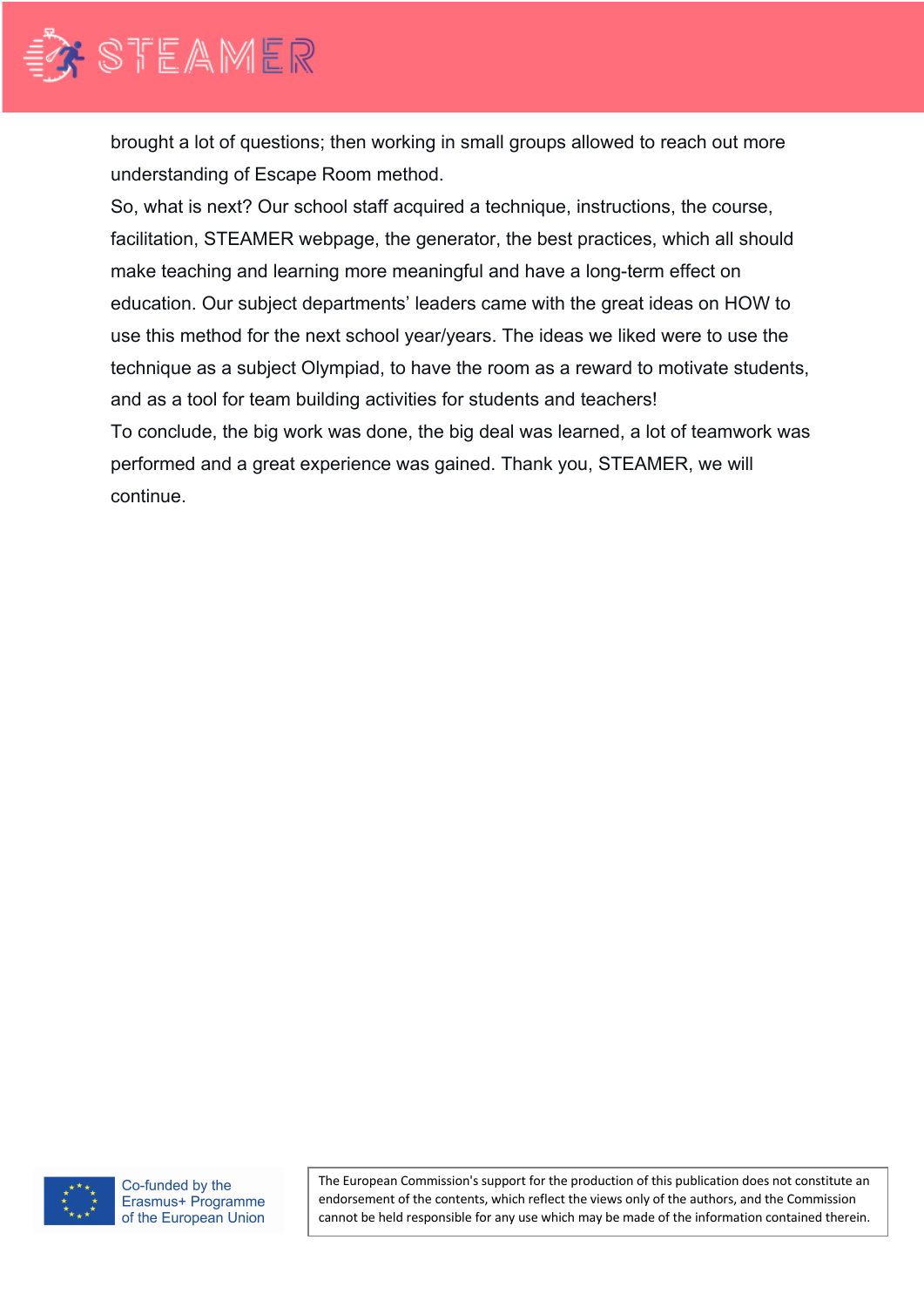brought a lot of questions; then working in small groups allowed to reach out more understanding of Escape Room method.

So, what is next? Our school staff acquired a technique, instructions, the course, facilitation, STEAMER webpage, the generator, the best practices, which all should make teaching and learning more meaningful and have a long-term effect on education. Our subject departments' leaders came with the great ideas on HOW to use this method for the next school year/years. The ideas we liked were to use the technique as a subject Olympiad, to have the room as a reward to motivate students, and as a tool for team building activities for students and teachers!

To conclude, the big work was done, the big deal was learned, a lot of teamwork was performed and a great experience was gained. Thank you, STEAMER, we will continue.